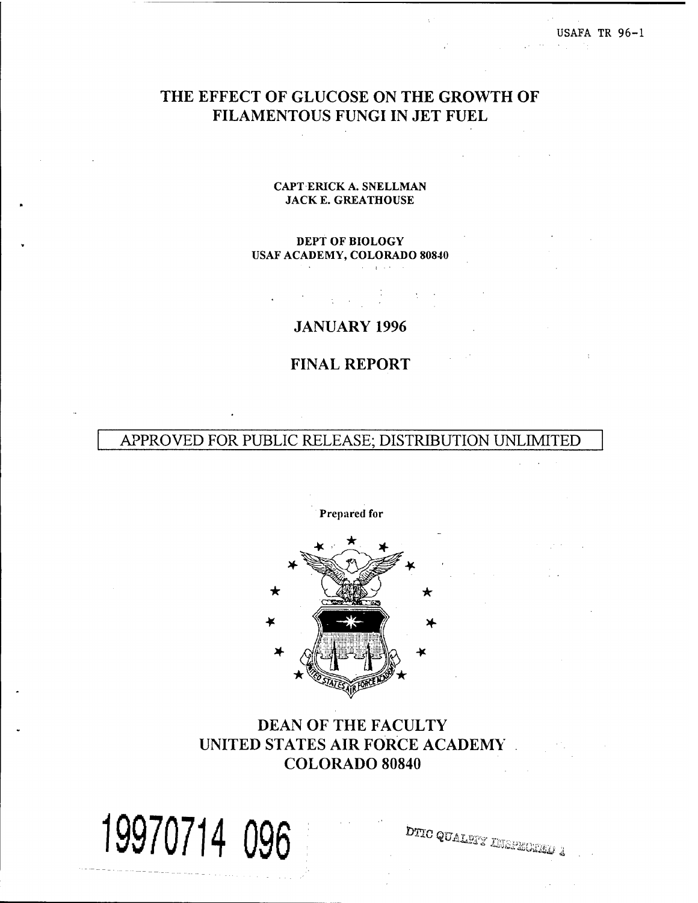USAFA TR 96-1

# THE EFFECT OF GLUCOSE ON THE GROWTH OF FILAMENTOUS FUNGI IN JET FUEL

**CAPT ERICK A. SNELLMAN**
**JACK E. GREATHOUSE**

**DEPT OF BIOLOGY**
**USAF ACADEMY, COLORADO 80840**

## JANUARY 1996

## FINAL REPORT

APPROVED FOR PUBLIC RELEASE; DISTRIBUTION UNLIMITED

Prepared for

**DEAN OF THE FACULTY**
**UNITED STATES AIR FORCE ACADEMY**
**COLORADO 80840**

19970714 096

DTIC QUALITY INSPECTED 1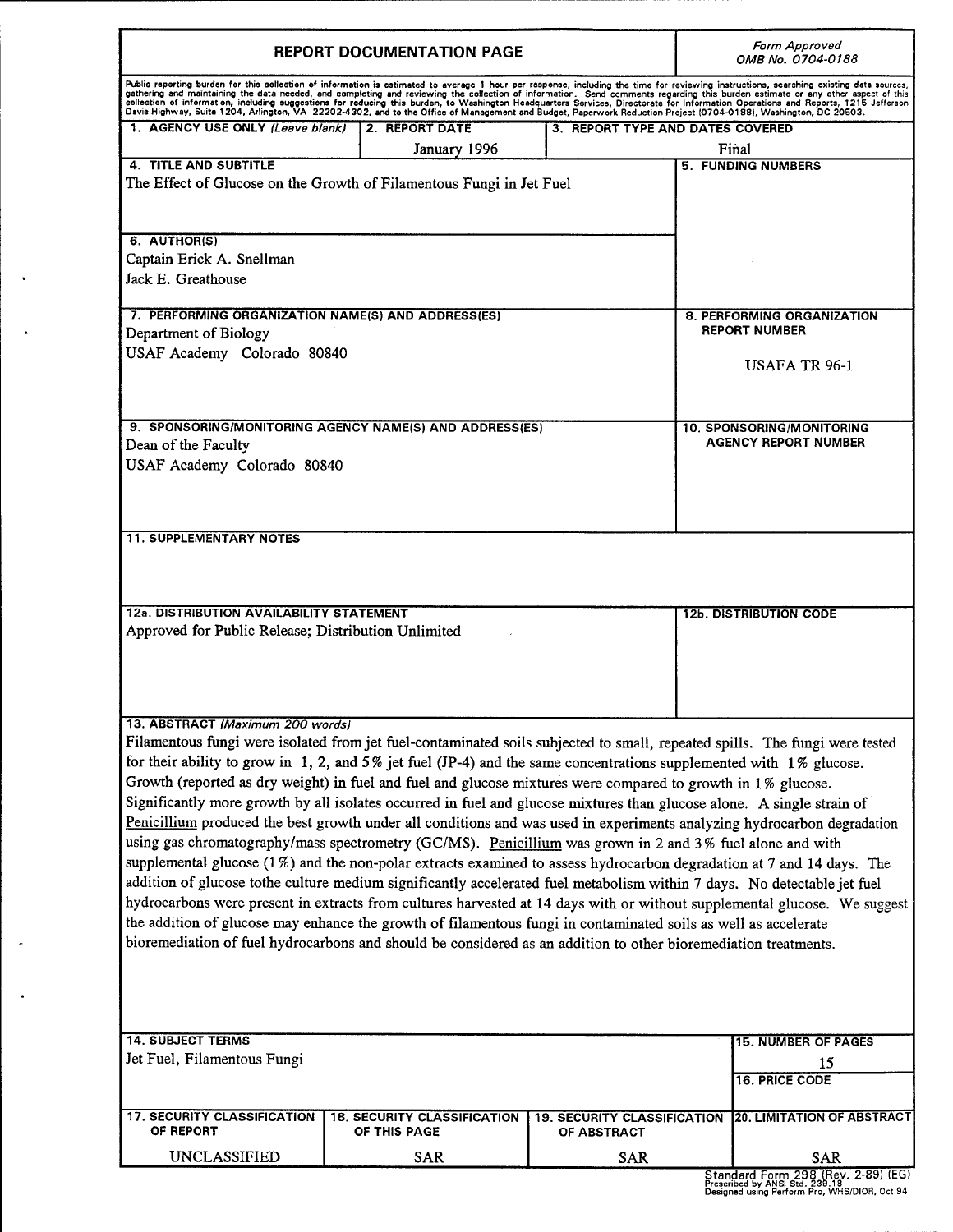# REPORT DOCUMENTATION PAGE

Form Approved
OMB No. 0704-0188

Public reporting burden for this collection of information is estimated to average 1 hour per response, including the time for reviewing instructions, searching existing data sources, gathering and maintaining the data needed, and completing and reviewing the collection of information. Send comments regarding this burden estimate or any other aspect of this collection of information, including suggestions for reducing this burden, to Washington Headquarters Services, Directorate for Information Operations and Reports, 1215 Jefferson Davis Highway, Suite 1204, Arlington, VA 22202-4302, and to the Office of Management and Budget, Paperwork Reduction Project (0704-0188), Washington, DC 20503.

| 1. AGENCY USE ONLY *(Leave blank)* | 2. REPORT DATE | 3. REPORT TYPE AND DATES COVERED |
| --- | --- | --- |
| | January 1996 | Final |

**4. TITLE AND SUBTITLE**
The Effect of Glucose on the Growth of Filamentous Fungi in Jet Fuel

**5. FUNDING NUMBERS**

**6. AUTHOR(S)**
Captain Erick A. Snellman
Jack E. Greathouse

**7. PERFORMING ORGANIZATION NAME(S) AND ADDRESS(ES)**
Department of Biology
USAF Academy Colorado 80840

**8. PERFORMING ORGANIZATION REPORT NUMBER**
USAFA TR 96-1

**9. SPONSORING/MONITORING AGENCY NAME(S) AND ADDRESS(ES)**
Dean of the Faculty
USAF Academy Colorado 80840

**10. SPONSORING/MONITORING AGENCY REPORT NUMBER**

**11. SUPPLEMENTARY NOTES**

**12a. DISTRIBUTION AVAILABILITY STATEMENT**
Approved for Public Release; Distribution Unlimited

**12b. DISTRIBUTION CODE**

**13. ABSTRACT** *(Maximum 200 words)*
Filamentous fungi were isolated from jet fuel-contaminated soils subjected to small, repeated spills. The fungi were tested for their ability to grow in 1, 2, and 5% jet fuel (JP-4) and the same concentrations supplemented with 1% glucose. Growth (reported as dry weight) in fuel and fuel and glucose mixtures were compared to growth in 1% glucose. Significantly more growth by all isolates occurred in fuel and glucose mixtures than glucose alone. A single strain of Penicillium produced the best growth under all conditions and was used in experiments analyzing hydrocarbon degradation using gas chromatography/mass spectrometry (GC/MS). Penicillium was grown in 2 and 3% fuel alone and with supplemental glucose (1%) and the non-polar extracts examined to assess hydrocarbon degradation at 7 and 14 days. The addition of glucose tothe culture medium significantly accelerated fuel metabolism within 7 days. No detectable jet fuel hydrocarbons were present in extracts from cultures harvested at 14 days with or without supplemental glucose. We suggest the addition of glucose may enhance the growth of filamentous fungi in contaminated soils as well as accelerate bioremediation of fuel hydrocarbons and should be considered as an addition to other bioremediation treatments.

**14. SUBJECT TERMS**
Jet Fuel, Filamentous Fungi

**15. NUMBER OF PAGES**
15

**16. PRICE CODE**

| 17. SECURITY CLASSIFICATION OF REPORT | 18. SECURITY CLASSIFICATION OF THIS PAGE | 19. SECURITY CLASSIFICATION OF ABSTRACT | 20. LIMITATION OF ABSTRACT |
| --- | --- | --- | --- |
| UNCLASSIFIED | SAR | SAR | SAR |

Standard Form 298 (Rev. 2-89) (EG)
Prescribed by ANSI Std. 239.18
Designed using Perform Pro, WHS/DIOR, Oct 94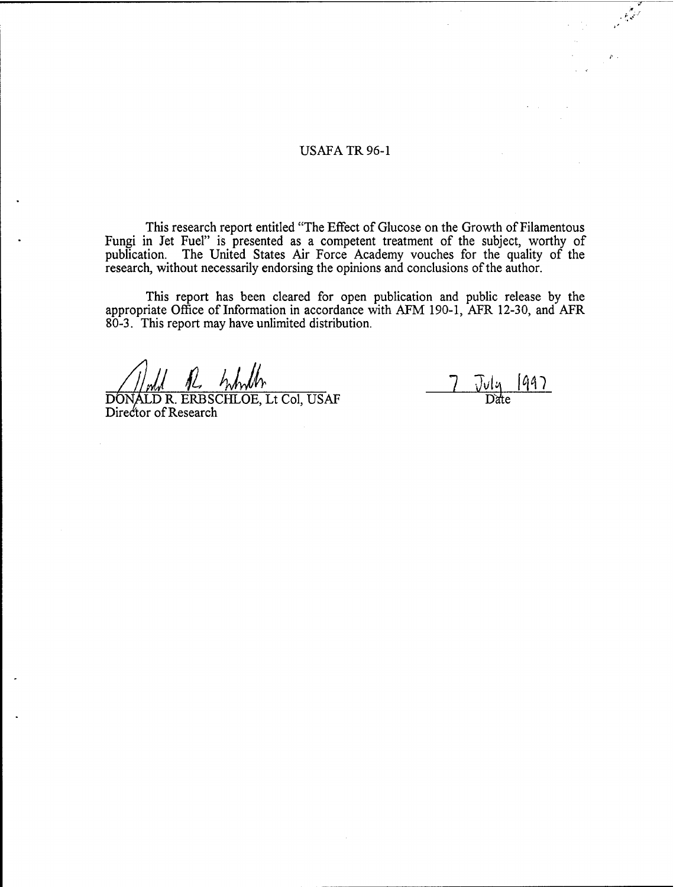USAFA TR 96-1

This research report entitled "The Effect of Glucose on the Growth of Filamentous Fungi in Jet Fuel" is presented as a competent treatment of the subject, worthy of publication. The United States Air Force Academy vouches for the quality of the research, without necessarily endorsing the opinions and conclusions of the author.

This report has been cleared for open publication and public release by the appropriate Office of Information in accordance with AFM 190-1, AFR 12-30, and AFR 80-3. This report may have unlimited distribution.

DONALD R. ERBSCHLOE, Lt Col, USAF
Director of Research

7 July 1997
Date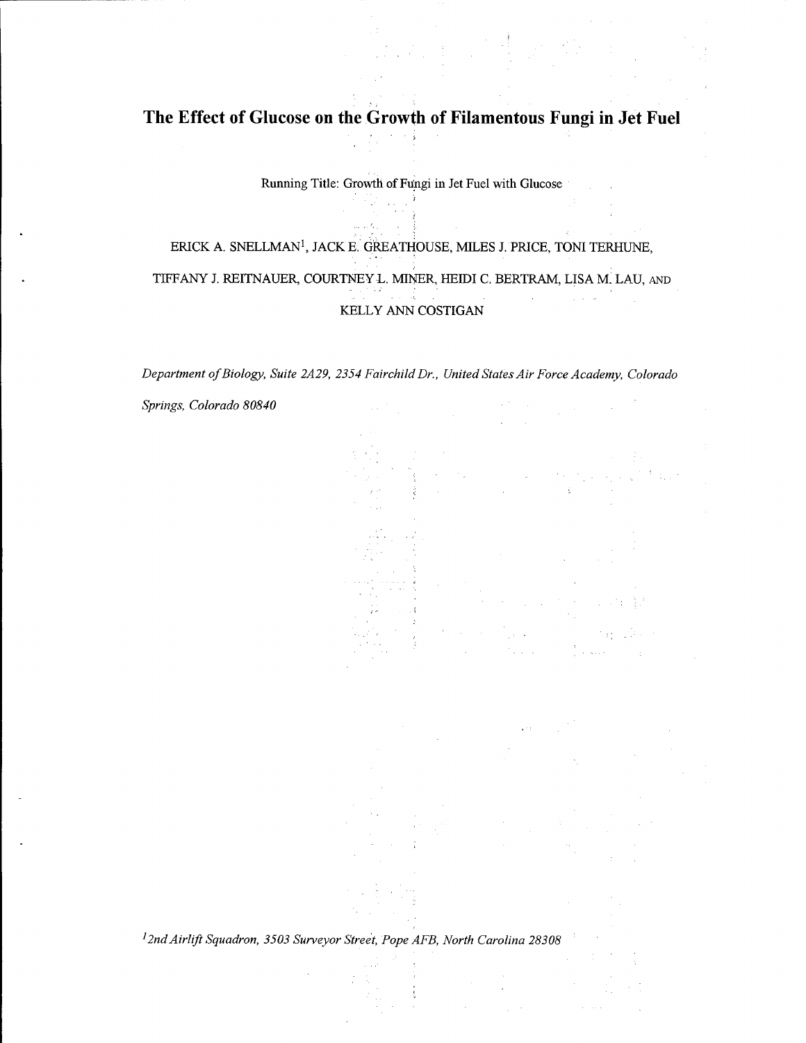# The Effect of Glucose on the Growth of Filamentous Fungi in Jet Fuel

Running Title: Growth of Fungi in Jet Fuel with Glucose

ERICK A. SNELLMAN[1], JACK E. GREATHOUSE, MILES J. PRICE, TONI TERHUNE, TIFFANY J. REITNAUER, COURTNEY L. MINER, HEIDI C. BERTRAM, LISA M. LAU, AND KELLY ANN COSTIGAN

*Department of Biology, Suite 2A29, 2354 Fairchild Dr., United States Air Force Academy, Colorado Springs, Colorado 80840*

*[1] 2nd Airlift Squadron, 3503 Surveyor Street, Pope AFB, North Carolina 28308*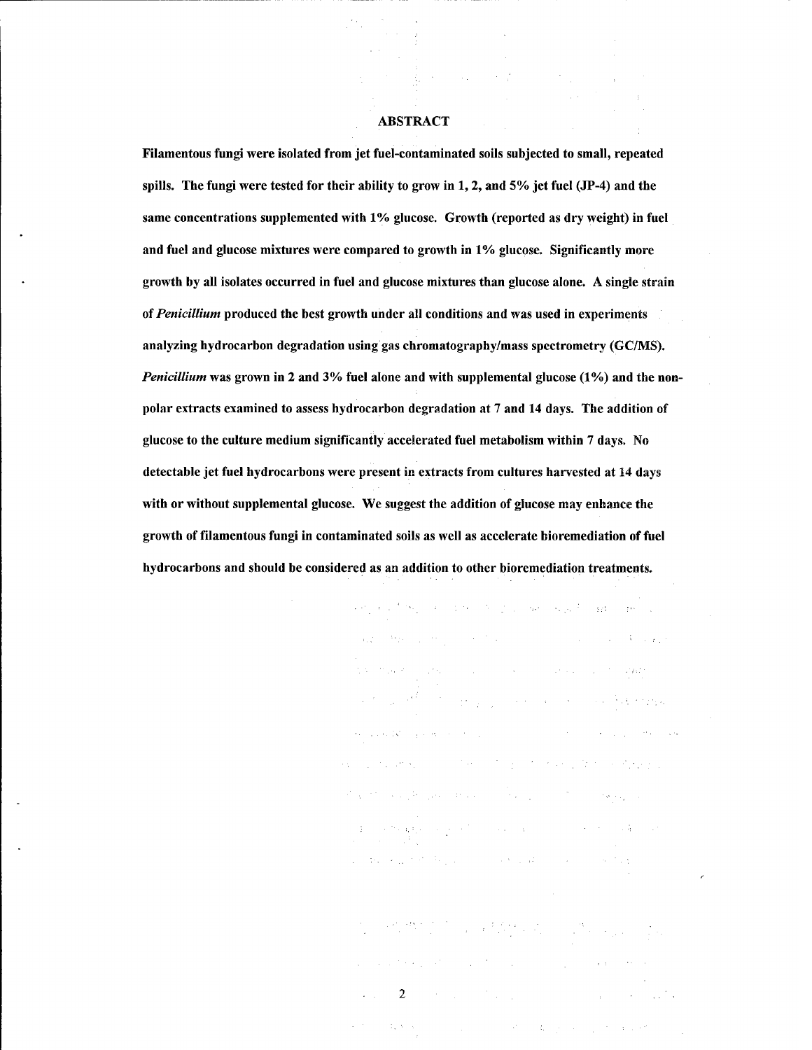# ABSTRACT

**Filamentous fungi were isolated from jet fuel-contaminated soils subjected to small, repeated spills. The fungi were tested for their ability to grow in 1, 2, and 5% jet fuel (JP-4) and the same concentrations supplemented with 1% glucose. Growth (reported as dry weight) in fuel and fuel and glucose mixtures were compared to growth in 1% glucose. Significantly more growth by all isolates occurred in fuel and glucose mixtures than glucose alone. A single strain of *Penicillium* produced the best growth under all conditions and was used in experiments analyzing hydrocarbon degradation using gas chromatography/mass spectrometry (GC/MS). *Penicillium* was grown in 2 and 3% fuel alone and with supplemental glucose (1%) and the non-polar extracts examined to assess hydrocarbon degradation at 7 and 14 days. The addition of glucose to the culture medium significantly accelerated fuel metabolism within 7 days. No detectable jet fuel hydrocarbons were present in extracts from cultures harvested at 14 days with or without supplemental glucose. We suggest the addition of glucose may enhance the growth of filamentous fungi in contaminated soils as well as accelerate bioremediation of fuel hydrocarbons and should be considered as an addition to other bioremediation treatments.**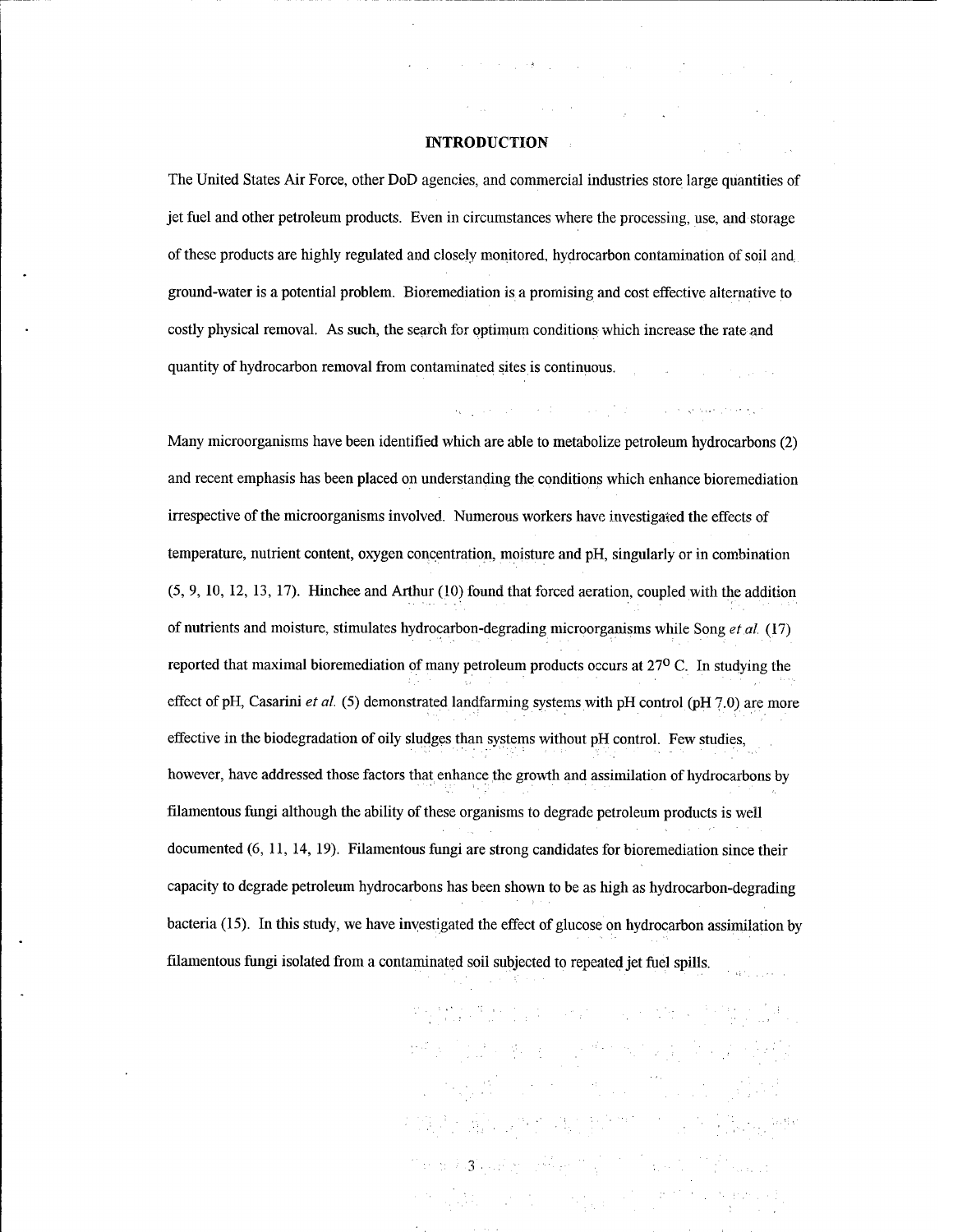## INTRODUCTION

The United States Air Force, other DoD agencies, and commercial industries store large quantities of jet fuel and other petroleum products. Even in circumstances where the processing, use, and storage of these products are highly regulated and closely monitored, hydrocarbon contamination of soil and ground-water is a potential problem. Bioremediation is a promising and cost effective alternative to costly physical removal. As such, the search for optimum conditions which increase the rate and quantity of hydrocarbon removal from contaminated sites is continuous.

Many microorganisms have been identified which are able to metabolize petroleum hydrocarbons (2) and recent emphasis has been placed on understanding the conditions which enhance bioremediation irrespective of the microorganisms involved. Numerous workers have investigated the effects of temperature, nutrient content, oxygen concentration, moisture and pH, singularly or in combination (5, 9, 10, 12, 13, 17). Hinchee and Arthur (10) found that forced aeration, coupled with the addition of nutrients and moisture, stimulates hydrocarbon-degrading microorganisms while Song *et al.* (17) reported that maximal bioremediation of many petroleum products occurs at $27^{0}$ C. In studying the effect of pH, Casarini *et al.* (5) demonstrated landfarming systems with pH control (pH 7.0) are more effective in the biodegradation of oily sludges than systems without pH control. Few studies, however, have addressed those factors that enhance the growth and assimilation of hydrocarbons by filamentous fungi although the ability of these organisms to degrade petroleum products is well documented (6, 11, 14, 19). Filamentous fungi are strong candidates for bioremediation since their capacity to degrade petroleum hydrocarbons has been shown to be as high as hydrocarbon-degrading bacteria (15). In this study, we have investigated the effect of glucose on hydrocarbon assimilation by filamentous fungi isolated from a contaminated soil subjected to repeated jet fuel spills.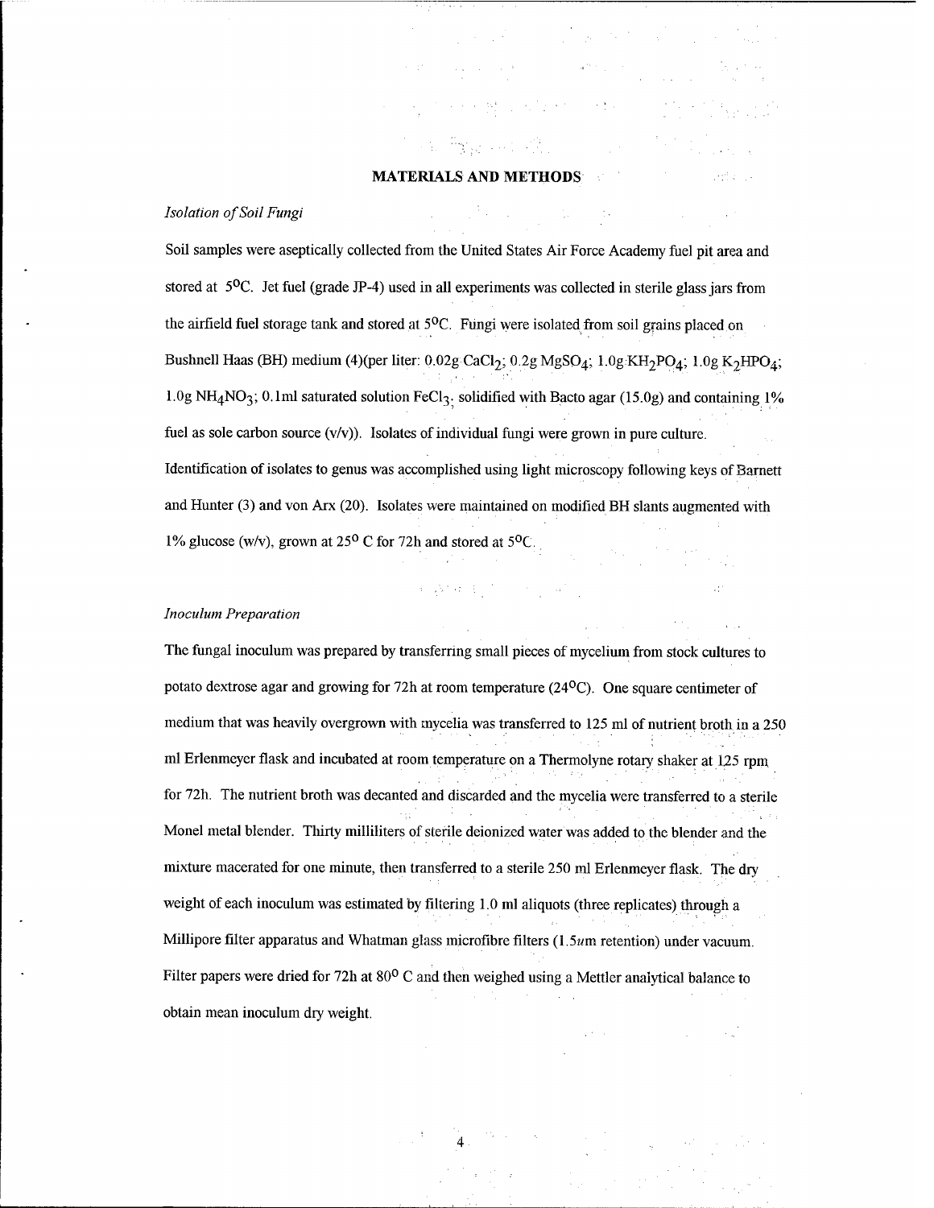## MATERIALS AND METHODS

### *Isolation of Soil Fungi*

Soil samples were aseptically collected from the United States Air Force Academy fuel pit area and stored at 5°C. Jet fuel (grade JP-4) used in all experiments was collected in sterile glass jars from the airfield fuel storage tank and stored at 5°C. Fungi were isolated from soil grains placed on Bushnell Haas (BH) medium (4)(per liter: 0.02g $CaCl_2$; 0.2g $MgSO_4$; 1.0g $KH_2PO_4$; 1.0g $K_2HPO_4$; 1.0g $NH_4NO_3$; 0.1ml saturated solution $FeCl_3$, solidified with Bacto agar (15.0g) and containing 1% fuel as sole carbon source (v/v)). Isolates of individual fungi were grown in pure culture. Identification of isolates to genus was accomplished using light microscopy following keys of Barnett and Hunter (3) and von Arx (20). Isolates were maintained on modified BH slants augmented with 1% glucose (w/v), grown at 25° C for 72h and stored at 5°C.

### *Inoculum Preparation*

The fungal inoculum was prepared by transferring small pieces of mycelium from stock cultures to potato dextrose agar and growing for 72h at room temperature (24°C). One square centimeter of medium that was heavily overgrown with mycelia was transferred to 125 ml of nutrient broth in a 250 ml Erlenmeyer flask and incubated at room temperature on a Thermolyne rotary shaker at 125 rpm for 72h. The nutrient broth was decanted and discarded and the mycelia were transferred to a sterile Monel metal blender. Thirty milliliters of sterile deionized water was added to the blender and the mixture macerated for one minute, then transferred to a sterile 250 ml Erlenmeyer flask. The dry weight of each inoculum was estimated by filtering 1.0 ml aliquots (three replicates) through a Millipore filter apparatus and Whatman glass microfibre filters (1.5um retention) under vacuum. Filter papers were dried for 72h at 80° C and then weighed using a Mettler analytical balance to obtain mean inoculum dry weight.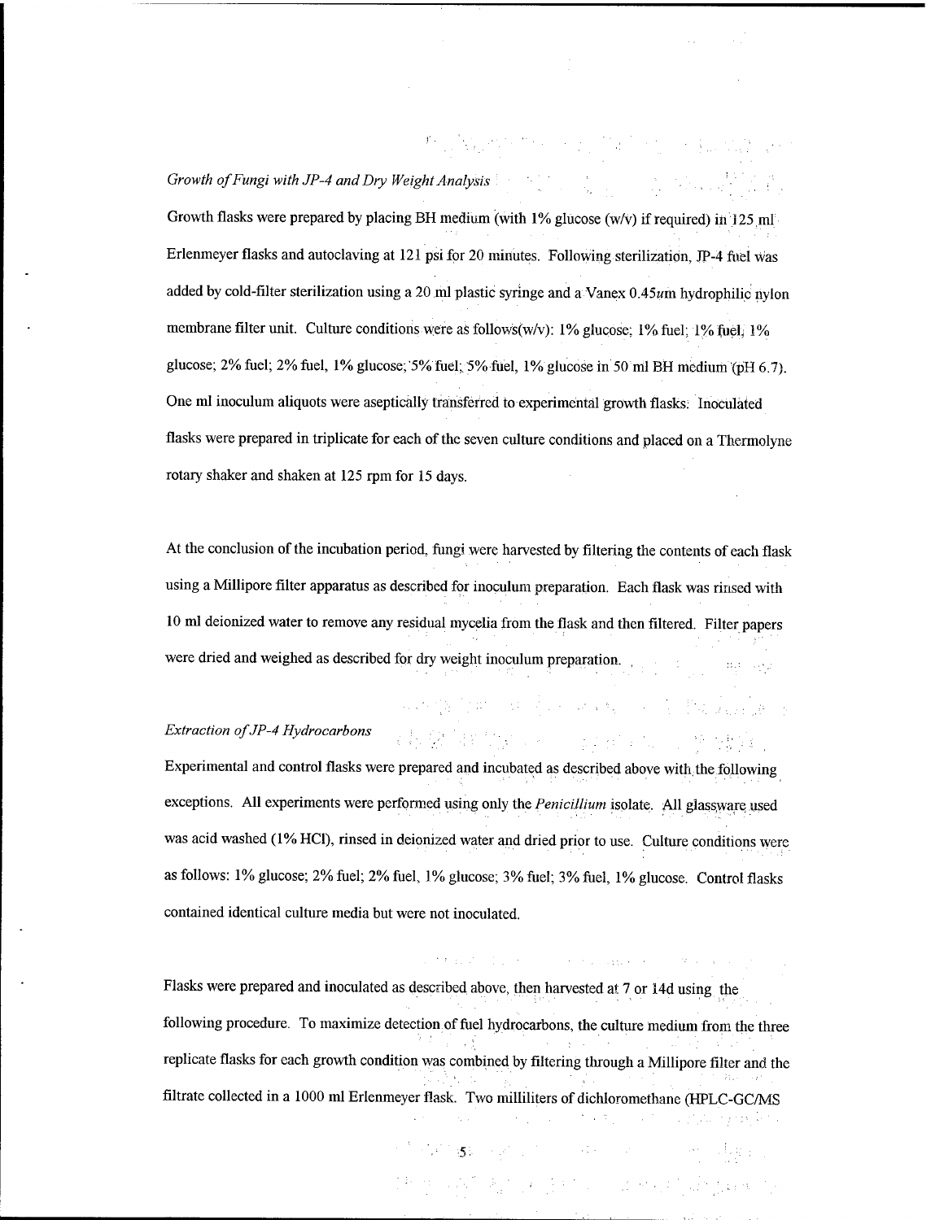*Growth of Fungi with JP-4 and Dry Weight Analysis*

Growth flasks were prepared by placing BH medium (with 1% glucose (w/v) if required) in 125 ml Erlenmeyer flasks and autoclaving at 121 psi for 20 minutes. Following sterilization, JP-4 fuel was added by cold-filter sterilization using a 20 ml plastic syringe and a Vanex 0.45$um$ hydrophilic nylon membrane filter unit. Culture conditions were as follows(w/v): 1% glucose; 1% fuel; 1% fuel, 1% glucose; 2% fuel; 2% fuel, 1% glucose; 5% fuel; 5% fuel, 1% glucose in 50 ml BH medium (pH 6.7). One ml inoculum aliquots were aseptically transferred to experimental growth flasks. Inoculated flasks were prepared in triplicate for each of the seven culture conditions and placed on a Thermolyne rotary shaker and shaken at 125 rpm for 15 days.

At the conclusion of the incubation period, fungi were harvested by filtering the contents of each flask using a Millipore filter apparatus as described for inoculum preparation. Each flask was rinsed with 10 ml deionized water to remove any residual mycelia from the flask and then filtered. Filter papers were dried and weighed as described for dry weight inoculum preparation.

*Extraction of JP-4 Hydrocarbons*

Experimental and control flasks were prepared and incubated as described above with the following exceptions. All experiments were performed using only the *Penicillium* isolate. All glassware used was acid washed (1% HCl), rinsed in deionized water and dried prior to use. Culture conditions were as follows: 1% glucose; 2% fuel; 2% fuel, 1% glucose; 3% fuel; 3% fuel, 1% glucose. Control flasks contained identical culture media but were not inoculated.

Flasks were prepared and inoculated as described above, then harvested at 7 or 14d using the following procedure. To maximize detection of fuel hydrocarbons, the culture medium from the three replicate flasks for each growth condition was combined by filtering through a Millipore filter and the filtrate collected in a 1000 ml Erlenmeyer flask. Two milliliters of dichloromethane (HPLC-GC/MS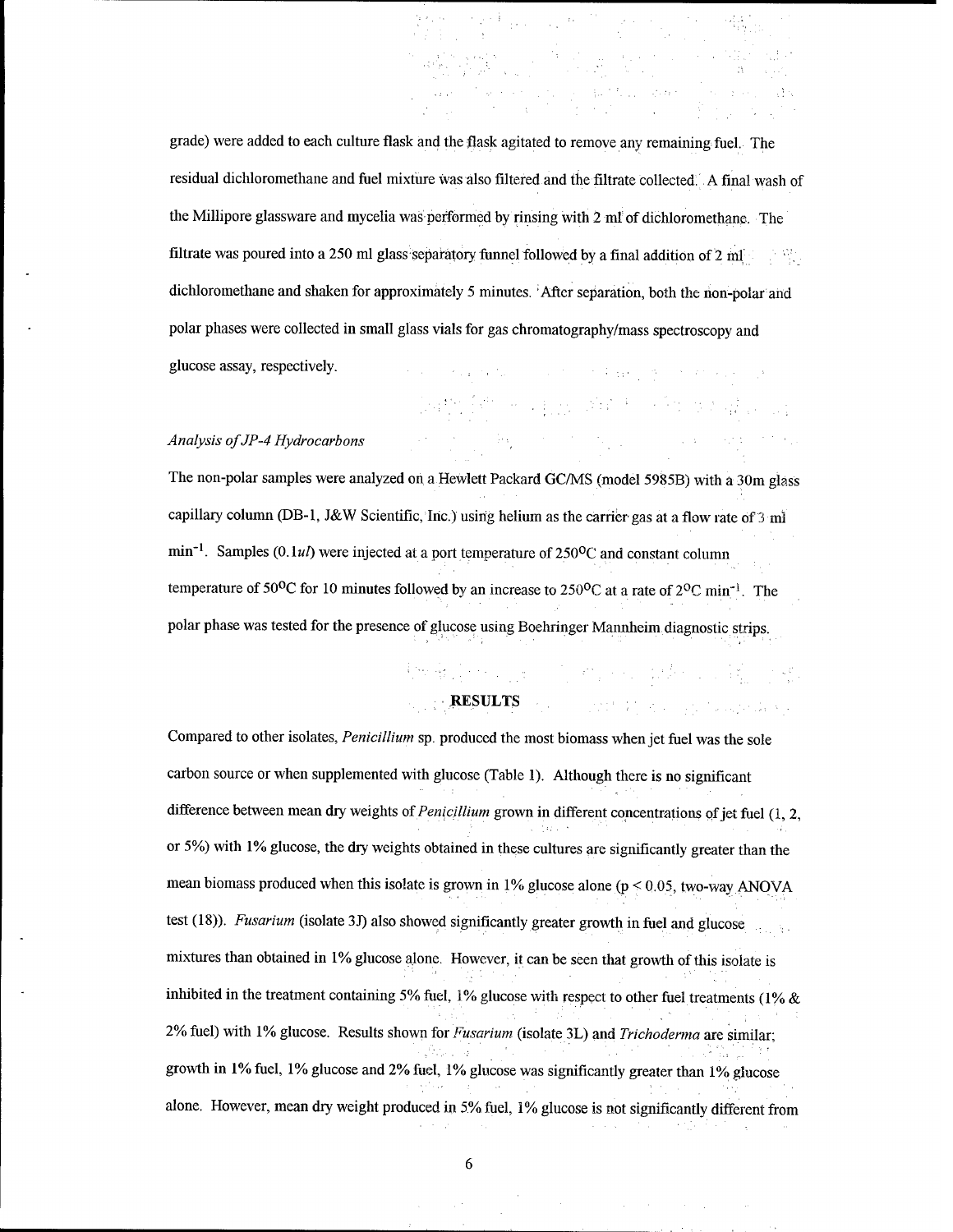grade) were added to each culture flask and the flask agitated to remove any remaining fuel. The residual dichloromethane and fuel mixture was also filtered and the filtrate collected. A final wash of the Millipore glassware and mycelia was performed by rinsing with 2 ml of dichloromethane. The filtrate was poured into a 250 ml glass separatory funnel followed by a final addition of 2 ml dichloromethane and shaken for approximately 5 minutes. After separation, both the non-polar and polar phases were collected in small glass vials for gas chromatography/mass spectroscopy and glucose assay, respectively.

*Analysis of JP-4 Hydrocarbons*

The non-polar samples were analyzed on a Hewlett Packard GC/MS (model 5985B) with a 30m glass capillary column (DB-1, J&W Scientific, Inc.) using helium as the carrier gas at a flow rate of 3 ml $min^{-1}$. Samples (0.1*ul*) were injected at a port temperature of 250$^{o}$C and constant column temperature of 50$^{o}$C for 10 minutes followed by an increase to 250$^{o}$C at a rate of 2$^{o}$C $min^{-1}$. The polar phase was tested for the presence of glucose using Boehringer Mannheim diagnostic strips.

## RESULTS

Compared to other isolates, *Penicillium* sp. produced the most biomass when jet fuel was the sole carbon source or when supplemented with glucose (Table 1). Although there is no significant difference between mean dry weights of *Penicillium* grown in different concentrations of jet fuel (1, 2, or 5%) with 1% glucose, the dry weights obtained in these cultures are significantly greater than the mean biomass produced when this isolate is grown in 1% glucose alone ($p < 0.05$, two-way ANOVA test (18)). *Fusarium* (isolate 3J) also showed significantly greater growth in fuel and glucose mixtures than obtained in 1% glucose alone. However, it can be seen that growth of this isolate is inhibited in the treatment containing 5% fuel, 1% glucose with respect to other fuel treatments (1% & 2% fuel) with 1% glucose. Results shown for *Fusarium* (isolate 3L) and *Trichoderma* are similar; growth in 1% fuel, 1% glucose and 2% fuel, 1% glucose was significantly greater than 1% glucose alone. However, mean dry weight produced in 5% fuel, 1% glucose is not significantly different from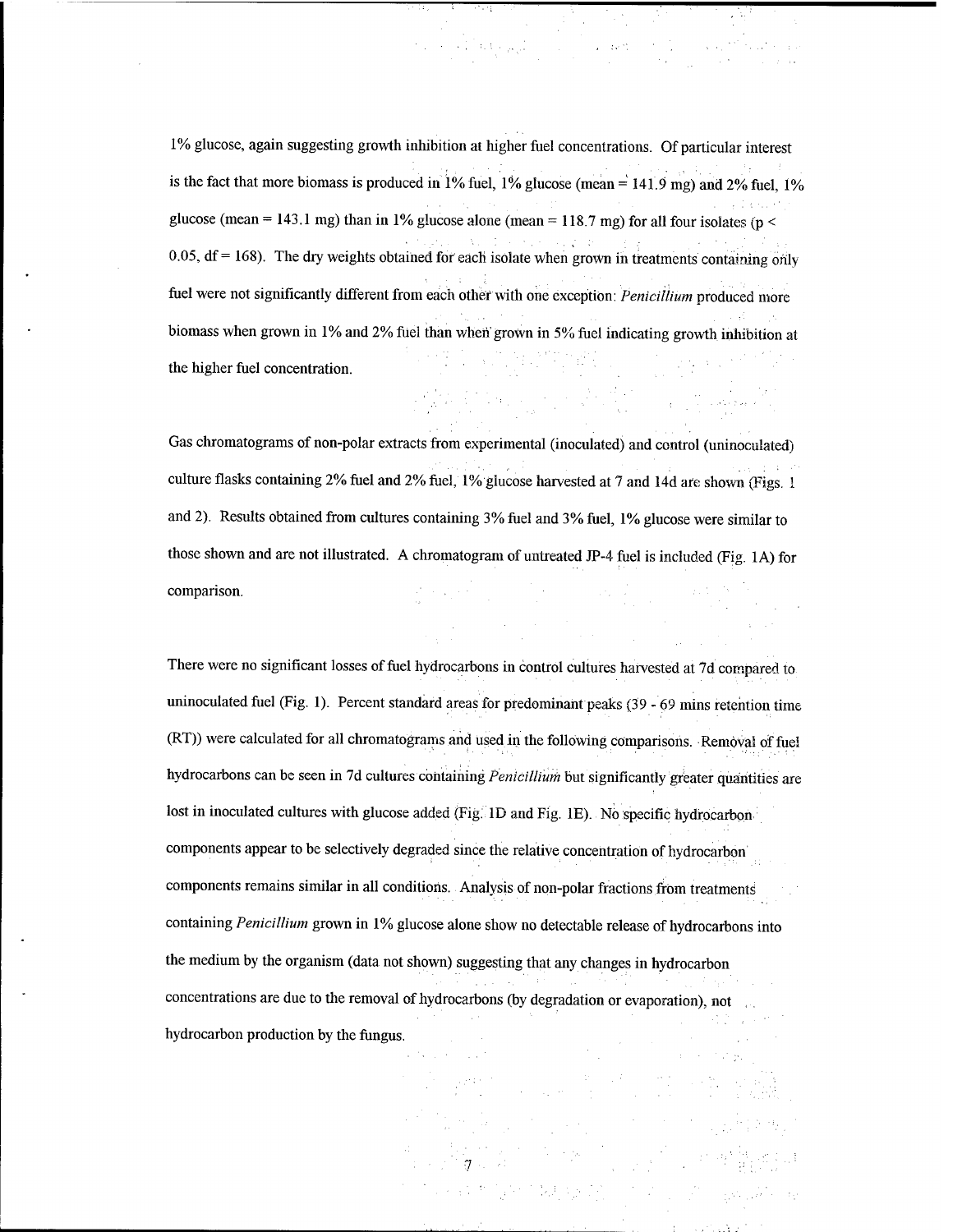1% glucose, again suggesting growth inhibition at higher fuel concentrations. Of particular interest is the fact that more biomass is produced in 1% fuel, 1% glucose (mean = 141.9 mg) and 2% fuel, 1% glucose (mean = 143.1 mg) than in 1% glucose alone (mean = 118.7 mg) for all four isolates ($p < 0.05$, df = 168). The dry weights obtained for each isolate when grown in treatments containing only fuel were not significantly different from each other with one exception: *Penicillium* produced more biomass when grown in 1% and 2% fuel than when grown in 5% fuel indicating growth inhibition at the higher fuel concentration.

Gas chromatograms of non-polar extracts from experimental (inoculated) and control (uninoculated) culture flasks containing 2% fuel and 2% fuel, 1% glucose harvested at 7 and 14d are shown (Figs. 1 and 2). Results obtained from cultures containing 3% fuel and 3% fuel, 1% glucose were similar to those shown and are not illustrated. A chromatogram of untreated JP-4 fuel is included (Fig. 1A) for comparison.

There were no significant losses of fuel hydrocarbons in control cultures harvested at 7d compared to uninoculated fuel (Fig. 1). Percent standard areas for predominant peaks (39 - 69 mins retention time (RT)) were calculated for all chromatograms and used in the following comparisons. Removal of fuel hydrocarbons can be seen in 7d cultures containing *Penicillium* but significantly greater quantities are lost in inoculated cultures with glucose added (Fig. 1D and Fig. 1E). No specific hydrocarbon components appear to be selectively degraded since the relative concentration of hydrocarbon components remains similar in all conditions. Analysis of non-polar fractions from treatments containing *Penicillium* grown in 1% glucose alone show no detectable release of hydrocarbons into the medium by the organism (data not shown) suggesting that any changes in hydrocarbon concentrations are due to the removal of hydrocarbons (by degradation or evaporation), not hydrocarbon production by the fungus.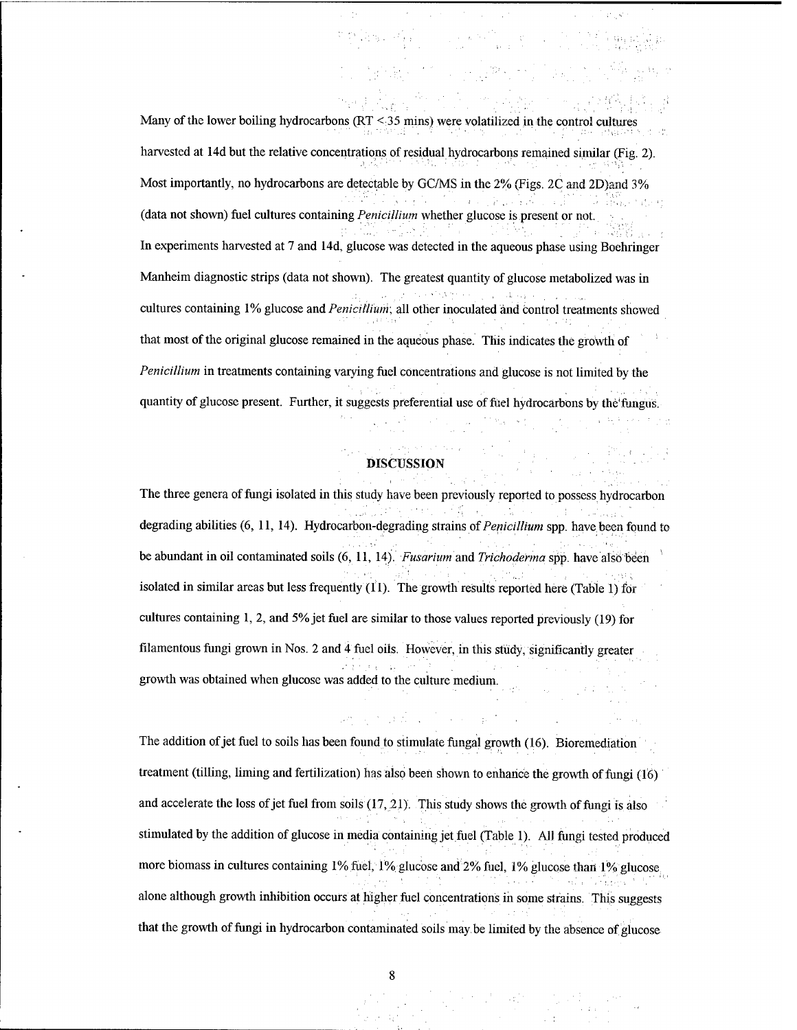Many of the lower boiling hydrocarbons (RT < 35 mins) were volatilized in the control cultures harvested at 14d but the relative concentrations of residual hydrocarbons remained similar (Fig. 2). Most importantly, no hydrocarbons are detectable by GC/MS in the 2% (Figs. 2C and 2D)and 3% (data not shown) fuel cultures containing *Penicillium* whether glucose is present or not.

In experiments harvested at 7 and 14d, glucose was detected in the aqueous phase using Boehringer Manheim diagnostic strips (data not shown). The greatest quantity of glucose metabolized was in cultures containing 1% glucose and *Penicillium*; all other inoculated and control treatments showed that most of the original glucose remained in the aqueous phase. This indicates the growth of *Penicillium* in treatments containing varying fuel concentrations and glucose is not limited by the quantity of glucose present. Further, it suggests preferential use of fuel hydrocarbons by the fungus.

## DISCUSSION

The three genera of fungi isolated in this study have been previously reported to possess hydrocarbon degrading abilities (6, 11, 14). Hydrocarbon-degrading strains of *Penicillium* spp. have been found to be abundant in oil contaminated soils (6, 11, 14). *Fusarium* and *Trichoderma* spp. have also been isolated in similar areas but less frequently (11). The growth results reported here (Table 1) for cultures containing 1, 2, and 5% jet fuel are similar to those values reported previously (19) for filamentous fungi grown in Nos. 2 and 4 fuel oils. However, in this study, significantly greater growth was obtained when glucose was added to the culture medium.

The addition of jet fuel to soils has been found to stimulate fungal growth (16). Bioremediation treatment (tilling, liming and fertilization) has also been shown to enhance the growth of fungi (16) and accelerate the loss of jet fuel from soils (17, 21). This study shows the growth of fungi is also stimulated by the addition of glucose in media containing jet fuel (Table 1). All fungi tested produced more biomass in cultures containing 1% fuel, 1% glucose and 2% fuel, 1% glucose than 1% glucose alone although growth inhibition occurs at higher fuel concentrations in some strains. This suggests that the growth of fungi in hydrocarbon contaminated soils may be limited by the absence of glucose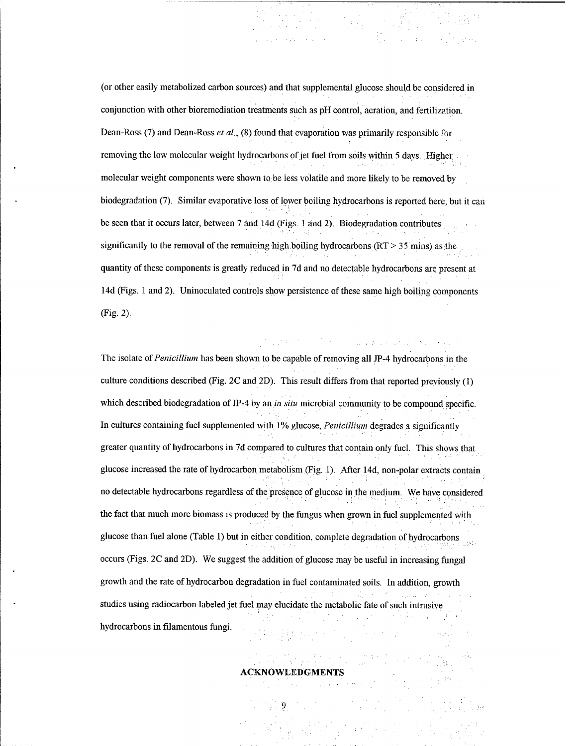(or other easily metabolized carbon sources) and that supplemental glucose should be considered in conjunction with other bioremediation treatments such as pH control, aeration, and fertilization. Dean-Ross (7) and Dean-Ross *et al.*, (8) found that evaporation was primarily responsible for removing the low molecular weight hydrocarbons of jet fuel from soils within 5 days. Higher molecular weight components were shown to be less volatile and more likely to be removed by biodegradation (7). Similar evaporative loss of lower boiling hydrocarbons is reported here, but it can be seen that it occurs later, between 7 and 14d (Figs. 1 and 2). Biodegradation contributes significantly to the removal of the remaining high boiling hydrocarbons (RT > 35 mins) as the quantity of these components is greatly reduced in 7d and no detectable hydrocarbons are present at 14d (Figs. 1 and 2). Uninoculated controls show persistence of these same high boiling components (Fig. 2).

The isolate of *Penicillium* has been shown to be capable of removing all JP-4 hydrocarbons in the culture conditions described (Fig. 2C and 2D). This result differs from that reported previously (1) which described biodegradation of JP-4 by an *in situ* microbial community to be compound specific. In cultures containing fuel supplemented with 1% glucose, *Penicillium* degrades a significantly greater quantity of hydrocarbons in 7d compared to cultures that contain only fuel. This shows that glucose increased the rate of hydrocarbon metabolism (Fig. 1). After 14d, non-polar extracts contain no detectable hydrocarbons regardless of the presence of glucose in the medium. We have considered the fact that much more biomass is produced by the fungus when grown in fuel supplemented with glucose than fuel alone (Table 1) but in either condition, complete degradation of hydrocarbons occurs (Figs. 2C and 2D). We suggest the addition of glucose may be useful in increasing fungal growth and the rate of hydrocarbon degradation in fuel contaminated soils. In addition, growth studies using radiocarbon labeled jet fuel may elucidate the metabolic fate of such intrusive hydrocarbons in filamentous fungi.

## ACKNOWLEDGMENTS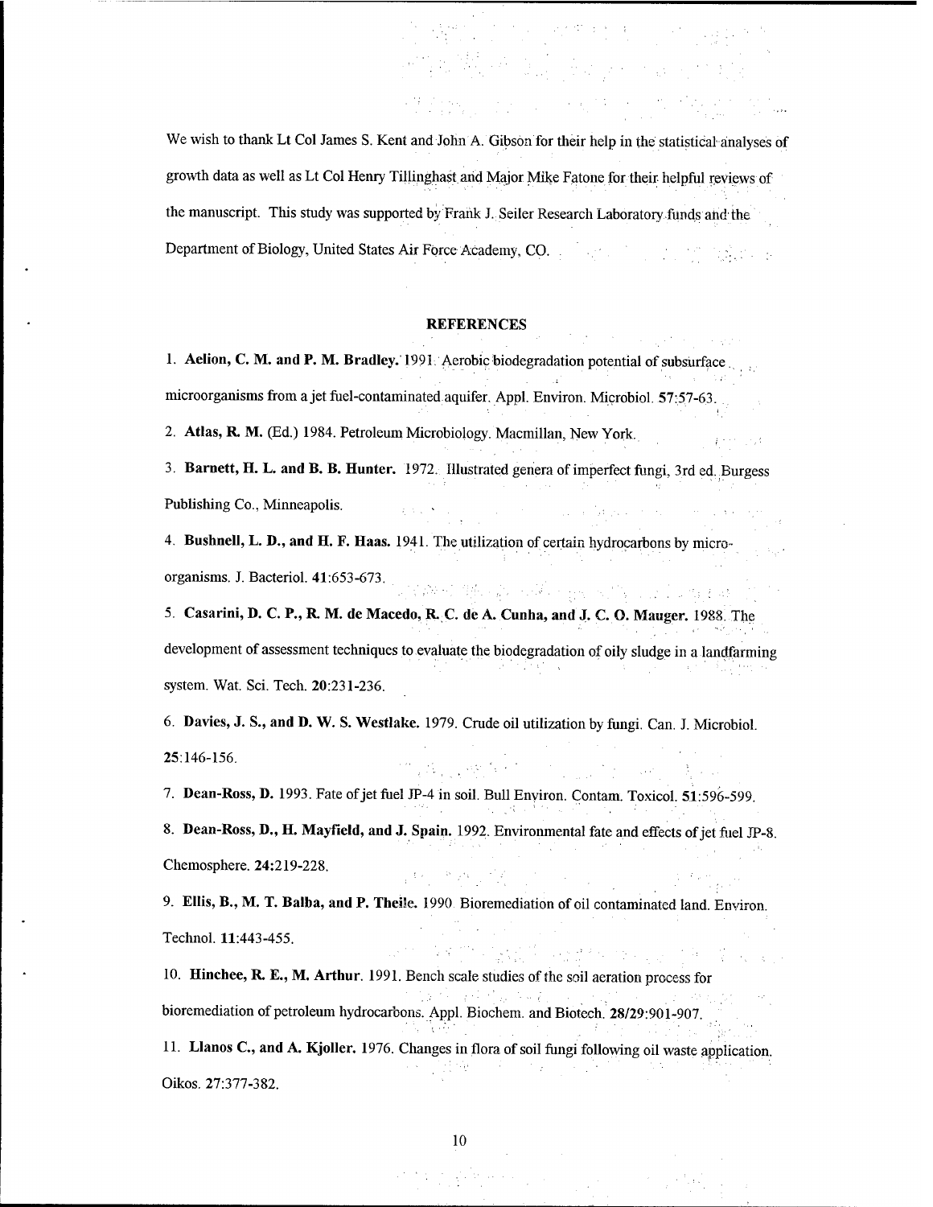We wish to thank Lt Col James S. Kent and John A. Gibson for their help in the statistical analyses of growth data as well as Lt Col Henry Tillinghast and Major Mike Fatone for their helpful reviews of the manuscript. This study was supported by Frank J. Seiler Research Laboratory funds and the Department of Biology, United States Air Force Academy, CO.

## REFERENCES

1. **Aelion, C. M. and P. M. Bradley.** 1991. Aerobic biodegradation potential of subsurface microorganisms from a jet fuel-contaminated aquifer. Appl. Environ. Microbiol. **57**:57-63.

2. **Atlas, R. M.** (Ed.) 1984. Petroleum Microbiology. Macmillan, New York.

3. **Barnett, H. L. and B. B. Hunter.** 1972. Illustrated genera of imperfect fungi, 3rd ed. Burgess Publishing Co., Minneapolis.

4. **Bushnell, L. D., and H. F. Haas.** 1941. The utilization of certain hydrocarbons by micro-organisms. J. Bacteriol. **41**:653-673.

5. **Casarini, D. C. P., R. M. de Macedo, R. C. de A. Cunha, and J. C. O. Mauger.** 1988. The development of assessment techniques to evaluate the biodegradation of oily sludge in a landfarming system. Wat. Sci. Tech. **20**:231-236.

6. **Davies, J. S., and D. W. S. Westlake.** 1979. Crude oil utilization by fungi. Can. J. Microbiol. **25**:146-156.

7. **Dean-Ross, D.** 1993. Fate of jet fuel JP-4 in soil. Bull Environ. Contam. Toxicol. **51**:596-599.

8. **Dean-Ross, D., H. Mayfield, and J. Spain.** 1992. Environmental fate and effects of jet fuel JP-8. Chemosphere. **24**:219-228.

9. **Ellis, B., M. T. Balba, and P. Theile.** 1990. Bioremediation of oil contaminated land. Environ. Technol. **11**:443-455.

10. **Hinchee, R. E., M. Arthur.** 1991. Bench scale studies of the soil aeration process for bioremediation of petroleum hydrocarbons. Appl. Biochem. and Biotech. **28/29**:901-907.

11. **Llanos C., and A. Kjoller.** 1976. Changes in flora of soil fungi following oil waste application. Oikos. 27:377-382.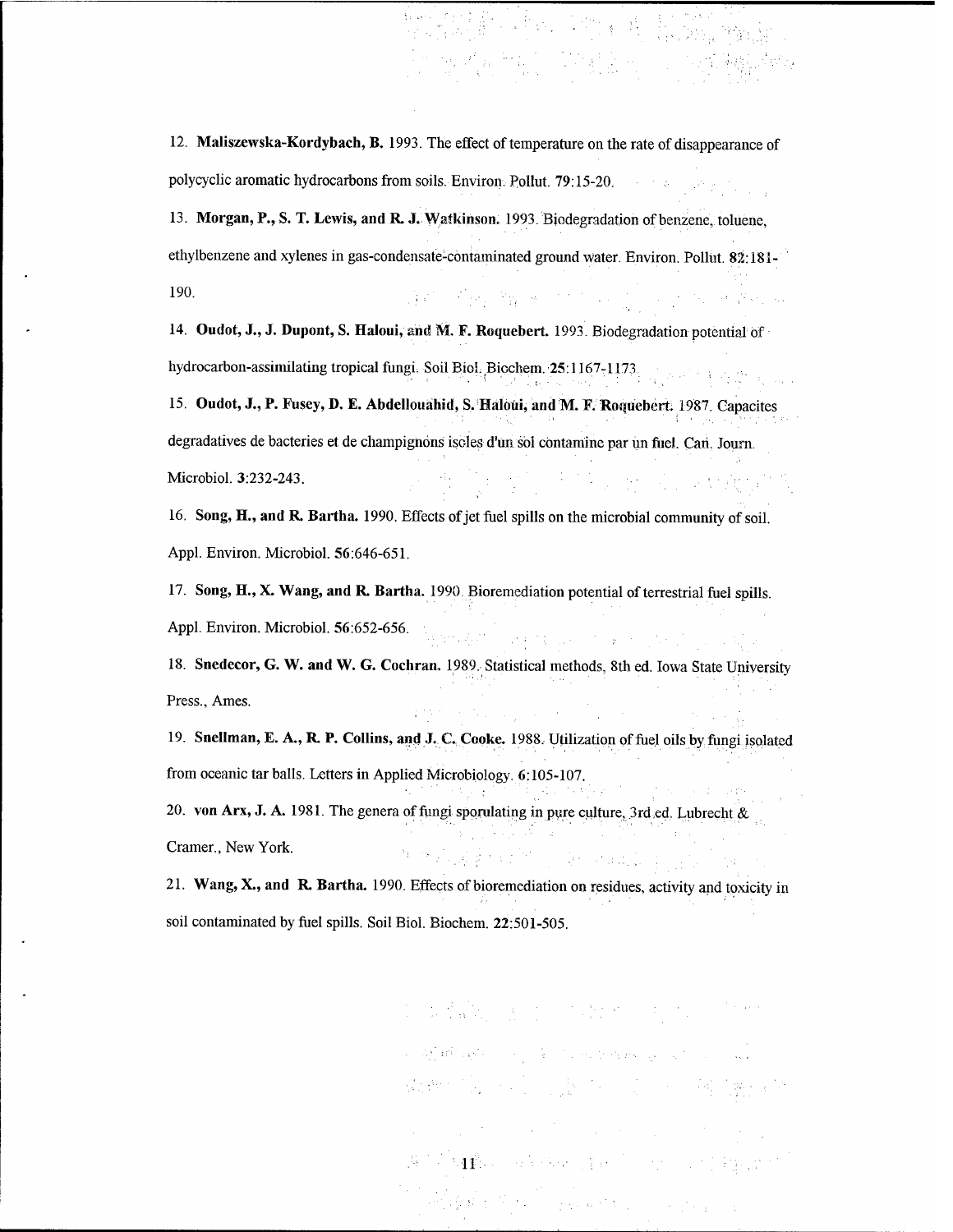12. **Maliszewska-Kordybach, B.** 1993. The effect of temperature on the rate of disappearance of polycyclic aromatic hydrocarbons from soils. Environ. Pollut. **79**:15-20.

13. **Morgan, P., S. T. Lewis, and R. J. Watkinson.** 1993. Biodegradation of benzene, toluene, ethylbenzene and xylenes in gas-condensate-contaminated ground water. Environ. Pollut. **82**:181-190.

14. **Oudot, J., J. Dupont, S. Haloui, and M. F. Roquebert.** 1993. Biodegradation potential of hydrocarbon-assimilating tropical fungi. Soil Biol. Biochem. **25**:1167-1173.

15. **Oudot, J., P. Fusey, D. E. Abdellouahid, S. Haloui, and M. F. Roquebert.** 1987. Capacites degradatives de bacteries et de champignons isoles d'un sol contamine par un fuel. Can. Journ. Microbiol. **3**:232-243.

16. **Song, H., and R. Bartha.** 1990. Effects of jet fuel spills on the microbial community of soil. Appl. Environ. Microbiol. **56**:646-651.

17. **Song, H., X. Wang, and R. Bartha.** 1990. Bioremediation potential of terrestrial fuel spills. Appl. Environ. Microbiol. **56**:652-656.

18. **Snedecor, G. W. and W. G. Cochran.** 1989. Statistical methods, 8th ed. Iowa State University Press., Ames.

19. **Snellman, E. A., R. P. Collins, and J. C. Cooke.** 1988. Utilization of fuel oils by fungi isolated from oceanic tar balls. Letters in Applied Microbiology. **6**:105-107.

20. **von Arx, J. A.** 1981. The genera of fungi sporulating in pure culture, 3rd ed. Lubrecht & Cramer., New York.

21. **Wang, X., and R. Bartha.** 1990. Effects of bioremediation on residues, activity and toxicity in soil contaminated by fuel spills. Soil Biol. Biochem. **22**:501-505.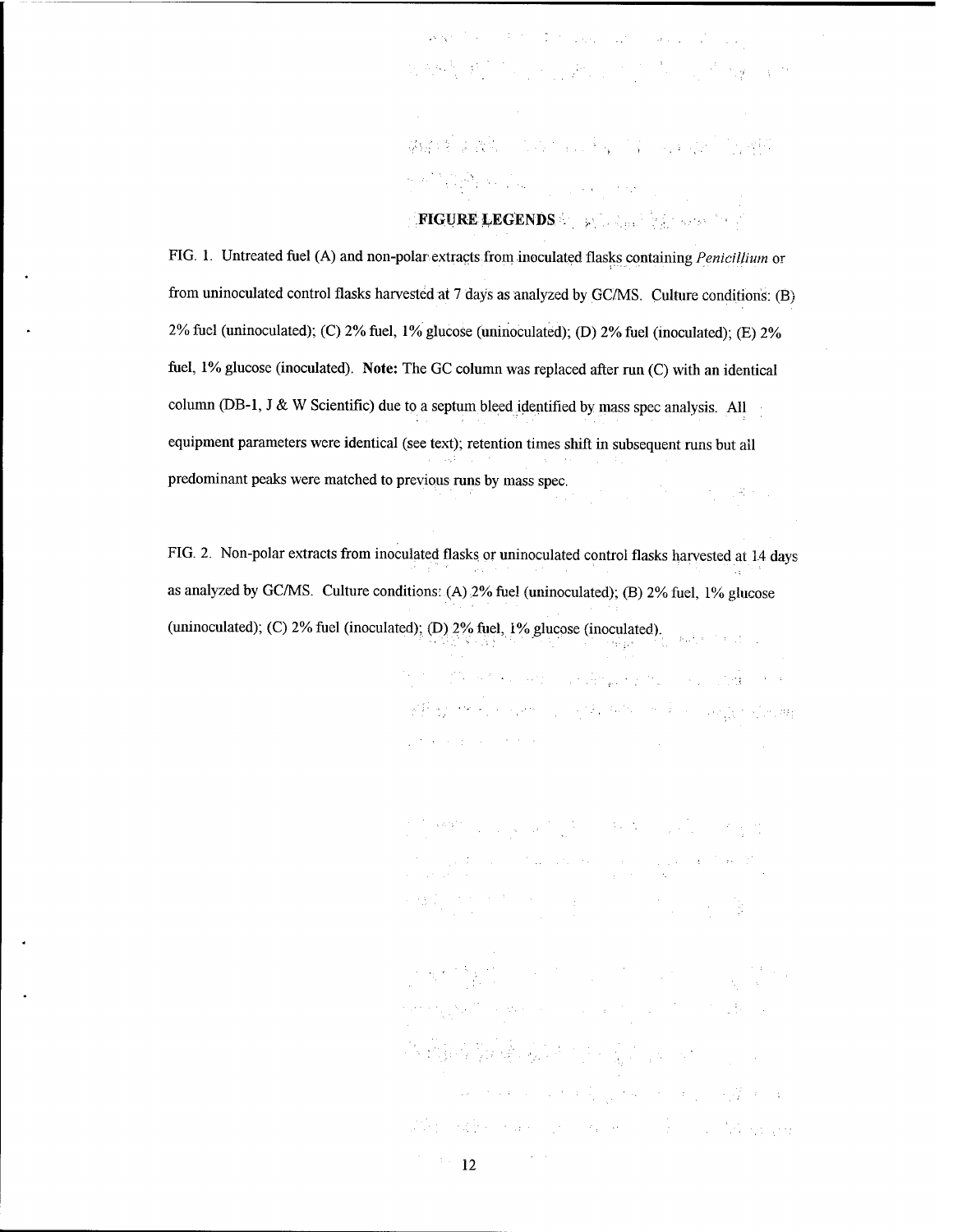## FIGURE LEGENDS

FIG. 1. Untreated fuel (A) and non-polar extracts from inoculated flasks containing *Penicillium* or from uninoculated control flasks harvested at 7 days as analyzed by GC/MS. Culture conditions: (B) 2% fuel (uninoculated); (C) 2% fuel, 1% glucose (uninoculated); (D) 2% fuel (inoculated); (E) 2% fuel, 1% glucose (inoculated). **Note:** The GC column was replaced after run (C) with an identical column (DB-1, J & W Scientific) due to a septum bleed identified by mass spec analysis. All equipment parameters were identical (see text); retention times shift in subsequent runs but all predominant peaks were matched to previous runs by mass spec.

FIG. 2. Non-polar extracts from inoculated flasks or uninoculated control flasks harvested at 14 days as analyzed by GC/MS. Culture conditions: (A) 2% fuel (uninoculated); (B) 2% fuel, 1% glucose (uninoculated); (C) 2% fuel (inoculated); (D) 2% fuel, 1% glucose (inoculated).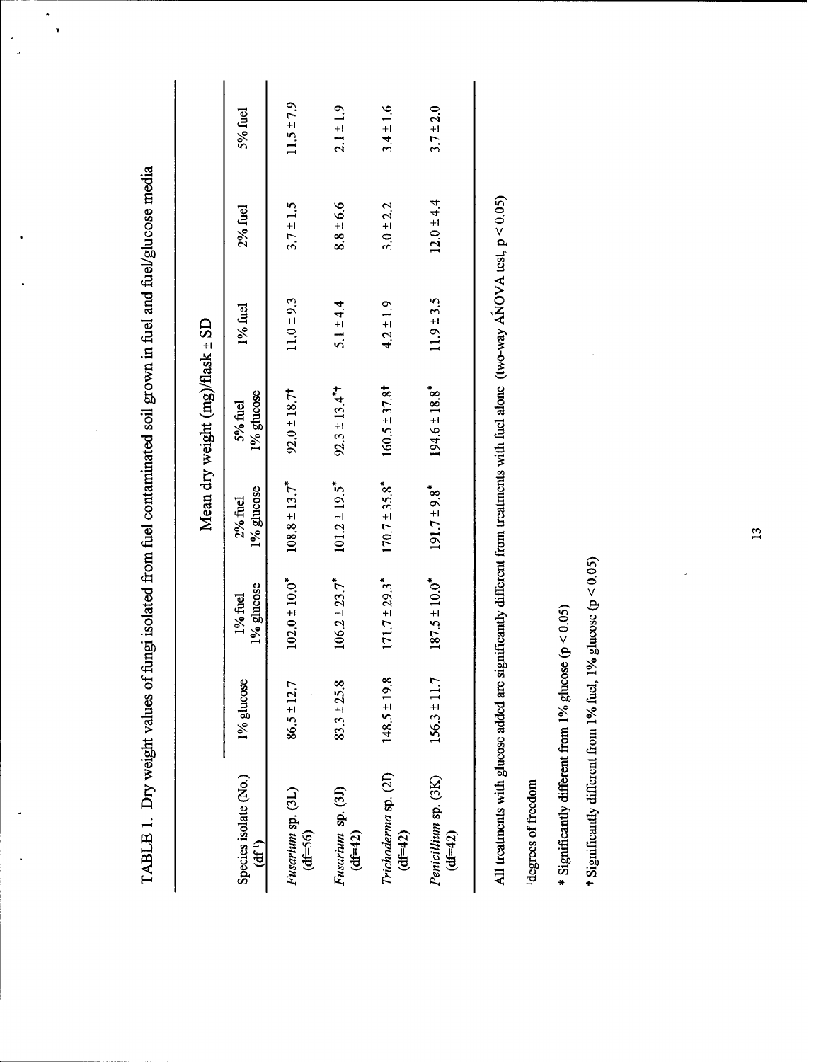TABLE 1. Dry weight values of fungi isolated from fuel contaminated soil grown in fuel and fuel/glucose media

| Species isolate (No.) (df[1]) | Mean dry weight (mg)/flask ± SD | | | | | | |
|---|---|---|---|---|---|---|---|
| | 1% glucose | 1% fuel 1% glucose | 2% fuel 1% glucose | 5% fuel 1% glucose | 1% fuel | 2% fuel | 5% fuel |
| *Fusarium* sp. (3L) (df=56) | 86.5 ± 12.7 | 102.0 ± 10.0* | 108.8 ± 13.7* | 92.0 ± 18.7† | 11.0 ± 9.3 | 3.7 ± 1.5 | 11.5 ± 7.9 |
| *Fusarium* sp. (3J) (df=42) | 83.3 ± 25.8 | 106.2 ± 23.7* | 101.2 ± 19.5* | 92.3 ± 13.4*† | 5.1 ± 4.4 | 8.8 ± 6.6 | 2.1 ± 1.9 |
| *Trichoderma* sp. (2I) (df=42) | 148.5 ± 19.8 | 171.7 ± 29.3* | 170.7 ± 35.8* | 160.5 ± 37.8† | 4.2 ± 1.9 | 3.0 ± 2.2 | 3.4 ± 1.6 |
| *Penicillium* sp. (3K) (df=42) | 156.3 ± 11.7 | 187.5 ± 10.0* | 191.7 ± 9.8* | 194.6 ± 18.8* | 11.9 ± 3.5 | 12.0 ± 4.4 | 3.7 ± 2.0 |

All treatments with glucose added are significantly different from treatments with fuel alone (two-way ANOVA test, $p < 0.05$)

[1]degrees of freedom

* Significantly different from 1% glucose ($p < 0.05$)

† Significantly different from 1% fuel, 1% glucose ($p < 0.05$)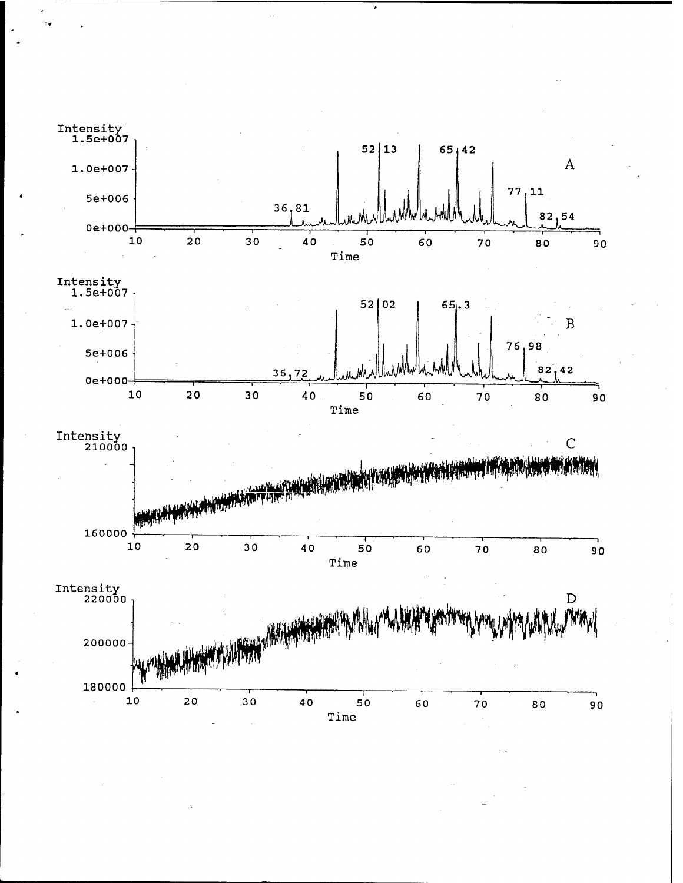Intensity
1.5e+007
1.0e+007
5e+006
0e+000
10 20 30 40 50 60 70 80 90
Time
36.81
52.13
65.42
77.11
82.54
A

Intensity
1.5e+007
1.0e+007
5e+006
0e+000
10 20 30 40 50 60 70 80 90
Time
36.72
52.02
65.3
76.98
82.42
B

Intensity
210000
160000
10 20 30 40 50 60 70 80 90
Time
C

Intensity
220000
200000
180000
10 20 30 40 50 60 70 80 90
Time
D